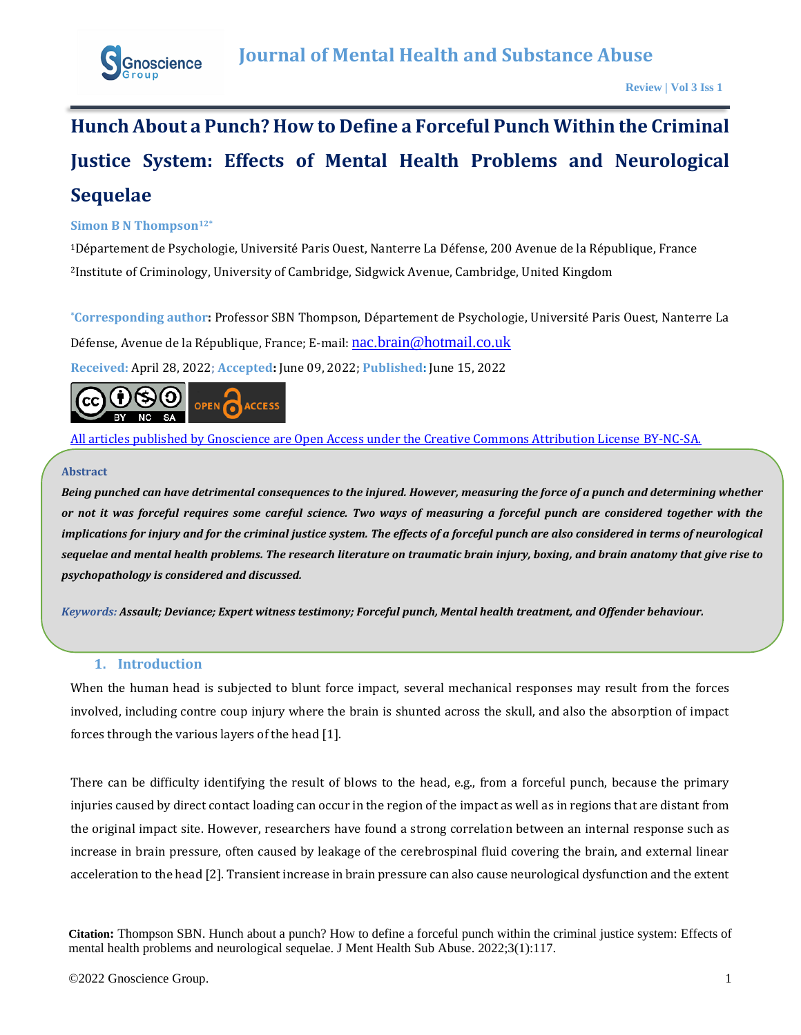# Hunch About a Punch? How to Define a Forceful Punch Within the Criminal Justice System: Effects of Mental Health Problems and Neurological Sequelae

**Simon B N Thompson[12*]**

[1]Département de Psychologie, Université Paris Ouest, Nanterre La Défense, 200 Avenue de la République, France

[2]Institute of Criminology, University of Cambridge, Sidgwick Avenue, Cambridge, United Kingdom

**[*]Corresponding author:** Professor SBN Thompson, Département de Psychologie, Université Paris Ouest, Nanterre La Défense, Avenue de la République, France; E-mail: nac.brain@hotmail.co.uk

**Received:** April 28, 2022; **Accepted:** June 09, 2022; **Published:** June 15, 2022

All articles published by Gnoscience are Open Access under the Creative Commons Attribution License BY-NC-SA.

## Abstract

***Being punched can have detrimental consequences to the injured. However, measuring the force of a punch and determining whether or not it was forceful requires some careful science. Two ways of measuring a forceful punch are considered together with the implications for injury and for the criminal justice system. The effects of a forceful punch are also considered in terms of neurological sequelae and mental health problems. The research literature on traumatic brain injury, boxing, and brain anatomy that give rise to psychopathology is considered and discussed.***

*Keywords:* ***Assault; Deviance; Expert witness testimony; Forceful punch, Mental health treatment, and Offender behaviour.***

## 1. Introduction

When the human head is subjected to blunt force impact, several mechanical responses may result from the forces involved, including contre coup injury where the brain is shunted across the skull, and also the absorption of impact forces through the various layers of the head [1].

There can be difficulty identifying the result of blows to the head, e.g., from a forceful punch, because the primary injuries caused by direct contact loading can occur in the region of the impact as well as in regions that are distant from the original impact site. However, researchers have found a strong correlation between an internal response such as increase in brain pressure, often caused by leakage of the cerebrospinal fluid covering the brain, and external linear acceleration to the head [2]. Transient increase in brain pressure can also cause neurological dysfunction and the extent

**Citation:** Thompson SBN. Hunch about a punch? How to define a forceful punch within the criminal justice system: Effects of mental health problems and neurological sequelae. J Ment Health Sub Abuse. 2022;3(1):117.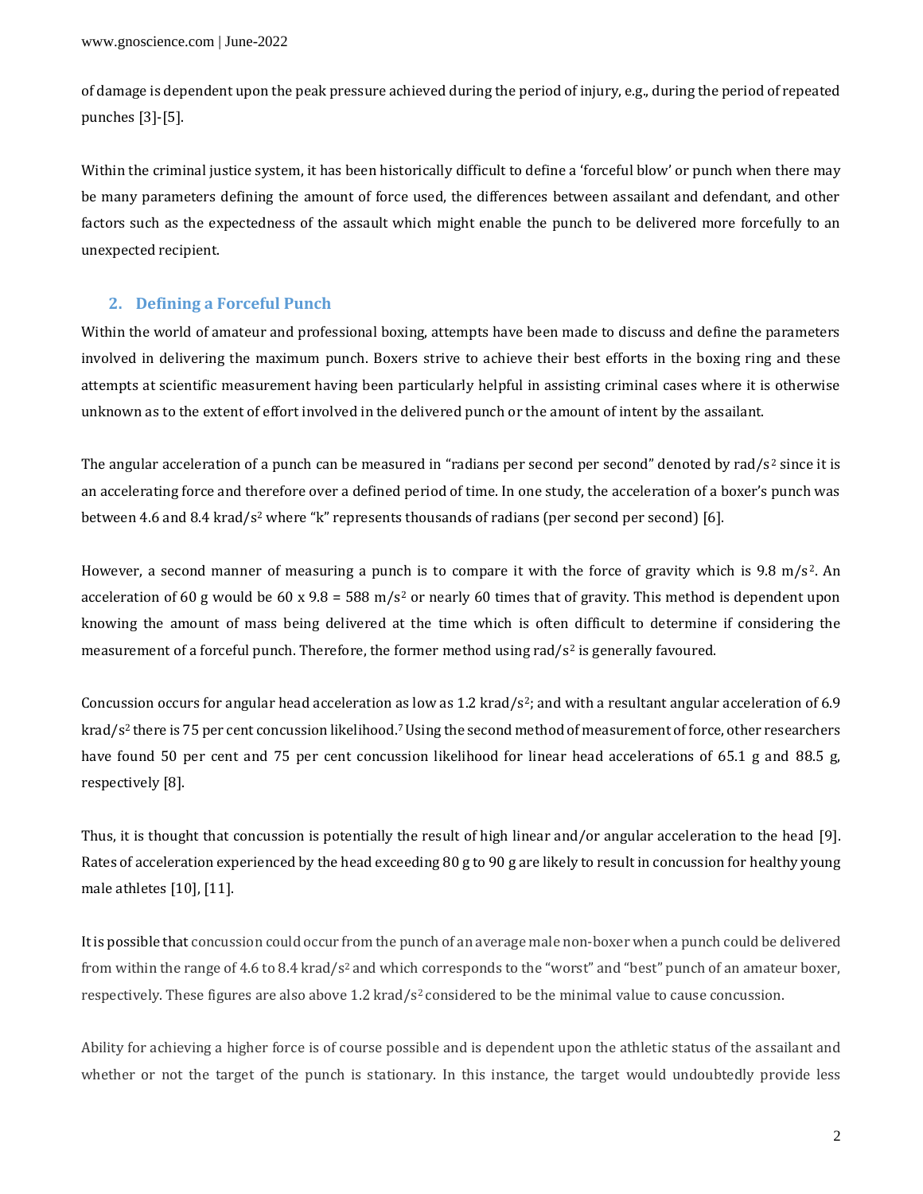of damage is dependent upon the peak pressure achieved during the period of injury, e.g., during the period of repeated punches [3]-[5].

Within the criminal justice system, it has been historically difficult to define a 'forceful blow' or punch when there may be many parameters defining the amount of force used, the differences between assailant and defendant, and other factors such as the expectedness of the assault which might enable the punch to be delivered more forcefully to an unexpected recipient.

## 2. Defining a Forceful Punch

Within the world of amateur and professional boxing, attempts have been made to discuss and define the parameters involved in delivering the maximum punch. Boxers strive to achieve their best efforts in the boxing ring and these attempts at scientific measurement having been particularly helpful in assisting criminal cases where it is otherwise unknown as to the extent of effort involved in the delivered punch or the amount of intent by the assailant.

The angular acceleration of a punch can be measured in "radians per second per second" denoted by rad/$s^2$ since it is an accelerating force and therefore over a defined period of time. In one study, the acceleration of a boxer's punch was between 4.6 and 8.4 krad/$s^2$ where "k" represents thousands of radians (per second per second) [6].

However, a second manner of measuring a punch is to compare it with the force of gravity which is 9.8 m/$s^2$. An acceleration of 60 g would be 60 x 9.8 = 588 m/$s^2$ or nearly 60 times that of gravity. This method is dependent upon knowing the amount of mass being delivered at the time which is often difficult to determine if considering the measurement of a forceful punch. Therefore, the former method using rad/$s^2$ is generally favoured.

Concussion occurs for angular head acceleration as low as 1.2 krad/$s^2$; and with a resultant angular acceleration of 6.9 krad/$s^2$ there is 75 per cent concussion likelihood.[7] Using the second method of measurement of force, other researchers have found 50 per cent and 75 per cent concussion likelihood for linear head accelerations of 65.1 g and 88.5 g, respectively [8].

Thus, it is thought that concussion is potentially the result of high linear and/or angular acceleration to the head [9]. Rates of acceleration experienced by the head exceeding 80 g to 90 g are likely to result in concussion for healthy young male athletes [10], [11].

It is possible that concussion could occur from the punch of an average male non-boxer when a punch could be delivered from within the range of 4.6 to 8.4 krad/$s^2$ and which corresponds to the "worst" and "best" punch of an amateur boxer, respectively. These figures are also above 1.2 krad/$s^2$ considered to be the minimal value to cause concussion.

Ability for achieving a higher force is of course possible and is dependent upon the athletic status of the assailant and whether or not the target of the punch is stationary. In this instance, the target would undoubtedly provide less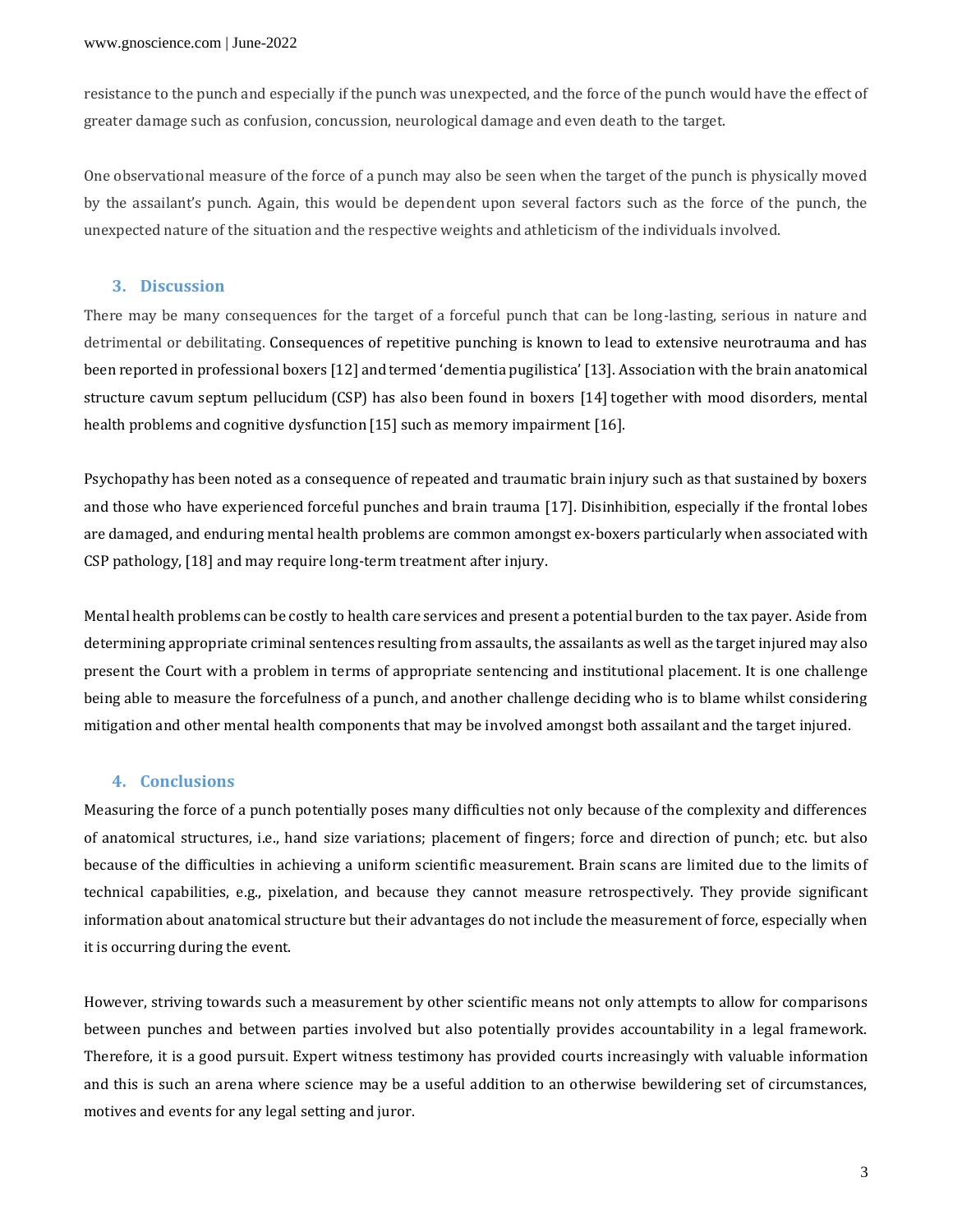resistance to the punch and especially if the punch was unexpected, and the force of the punch would have the effect of greater damage such as confusion, concussion, neurological damage and even death to the target.

One observational measure of the force of a punch may also be seen when the target of the punch is physically moved by the assailant's punch. Again, this would be dependent upon several factors such as the force of the punch, the unexpected nature of the situation and the respective weights and athleticism of the individuals involved.

## 3. Discussion

There may be many consequences for the target of a forceful punch that can be long-lasting, serious in nature and detrimental or debilitating. Consequences of repetitive punching is known to lead to extensive neurotrauma and has been reported in professional boxers [12] and termed 'dementia pugilistica' [13]. Association with the brain anatomical structure cavum septum pellucidum (CSP) has also been found in boxers [14] together with mood disorders, mental health problems and cognitive dysfunction [15] such as memory impairment [16].

Psychopathy has been noted as a consequence of repeated and traumatic brain injury such as that sustained by boxers and those who have experienced forceful punches and brain trauma [17]. Disinhibition, especially if the frontal lobes are damaged, and enduring mental health problems are common amongst ex-boxers particularly when associated with CSP pathology, [18] and may require long-term treatment after injury.

Mental health problems can be costly to health care services and present a potential burden to the tax payer. Aside from determining appropriate criminal sentences resulting from assaults, the assailants as well as the target injured may also present the Court with a problem in terms of appropriate sentencing and institutional placement. It is one challenge being able to measure the forcefulness of a punch, and another challenge deciding who is to blame whilst considering mitigation and other mental health components that may be involved amongst both assailant and the target injured.

## 4. Conclusions

Measuring the force of a punch potentially poses many difficulties not only because of the complexity and differences of anatomical structures, i.e., hand size variations; placement of fingers; force and direction of punch; etc. but also because of the difficulties in achieving a uniform scientific measurement. Brain scans are limited due to the limits of technical capabilities, e.g., pixelation, and because they cannot measure retrospectively. They provide significant information about anatomical structure but their advantages do not include the measurement of force, especially when it is occurring during the event.

However, striving towards such a measurement by other scientific means not only attempts to allow for comparisons between punches and between parties involved but also potentially provides accountability in a legal framework. Therefore, it is a good pursuit. Expert witness testimony has provided courts increasingly with valuable information and this is such an arena where science may be a useful addition to an otherwise bewildering set of circumstances, motives and events for any legal setting and juror.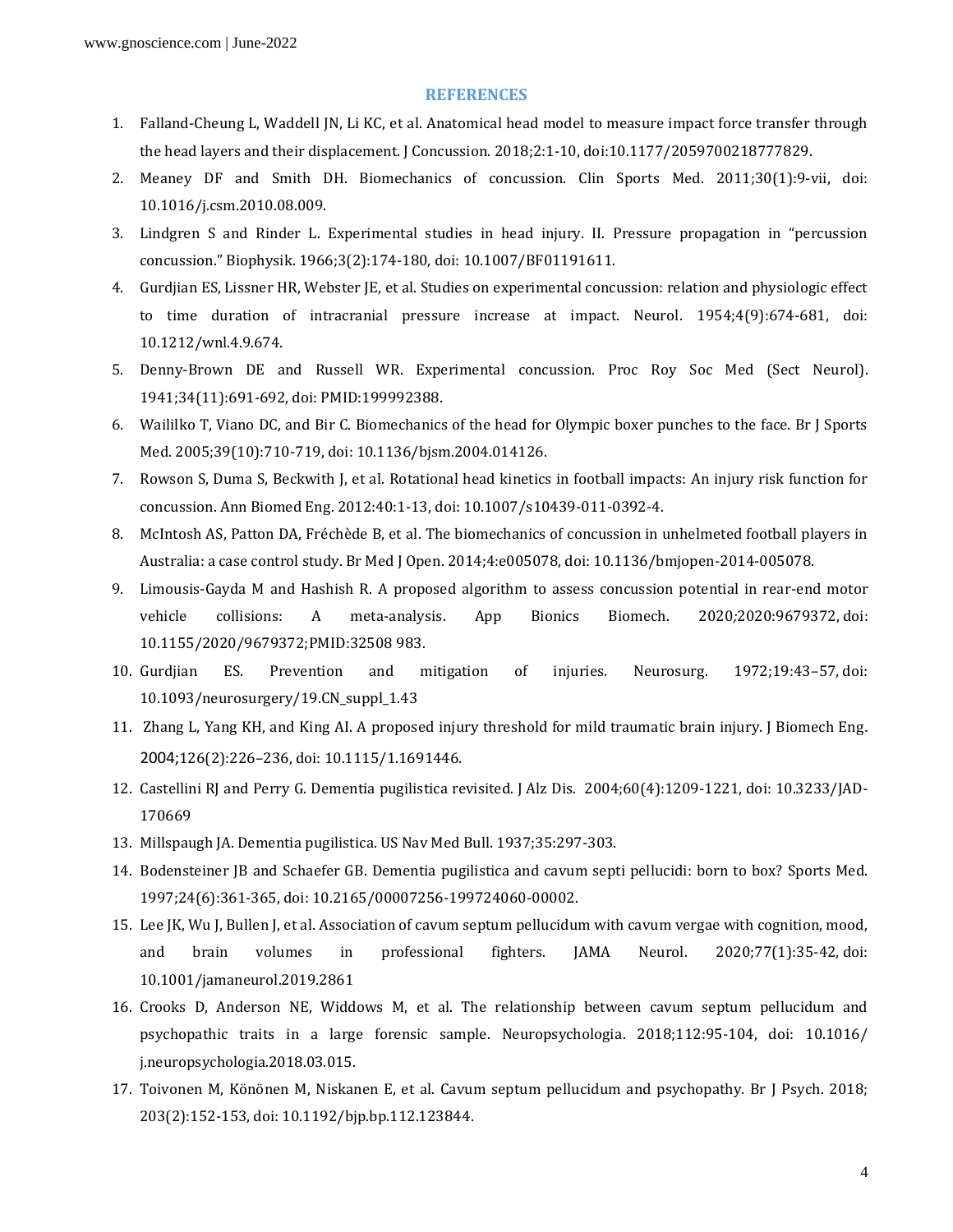## REFERENCES

1. Falland-Cheung L, Waddell JN, Li KC, et al. Anatomical head model to measure impact force transfer through the head layers and their displacement. J Concussion. 2018;2:1-10, doi:10.1177/2059700218777829.
2. Meaney DF and Smith DH. Biomechanics of concussion. Clin Sports Med. 2011;30(1):9-vii, doi: 10.1016/j.csm.2010.08.009.
3. Lindgren S and Rinder L. Experimental studies in head injury. II. Pressure propagation in "percussion concussion." Biophysik. 1966;3(2):174-180, doi: 10.1007/BF01191611.
4. Gurdjian ES, Lissner HR, Webster JE, et al. Studies on experimental concussion: relation and physiologic effect to time duration of intracranial pressure increase at impact. Neurol. 1954;4(9):674-681, doi: 10.1212/wnl.4.9.674.
5. Denny-Brown DE and Russell WR. Experimental concussion. Proc Roy Soc Med (Sect Neurol). 1941;34(11):691-692, doi: PMID:199992388.
6. Waililko T, Viano DC, and Bir C. Biomechanics of the head for Olympic boxer punches to the face. Br J Sports Med. 2005;39(10):710-719, doi: 10.1136/bjsm.2004.014126.
7. Rowson S, Duma S, Beckwith J, et al. Rotational head kinetics in football impacts: An injury risk function for concussion. Ann Biomed Eng. 2012:40:1-13, doi: 10.1007/s10439-011-0392-4.
8. McIntosh AS, Patton DA, Fréchède B, et al. The biomechanics of concussion in unhelmeted football players in Australia: a case control study. Br Med J Open. 2014;4:e005078, doi: 10.1136/bmjopen-2014-005078.
9. Limousis-Gayda M and Hashish R. A proposed algorithm to assess concussion potential in rear-end motor vehicle collisions: A meta-analysis. App Bionics Biomech. 2020;2020:9679372, doi: 10.1155/2020/9679372;PMID:32508 983.
10. Gurdjian ES. Prevention and mitigation of injuries. Neurosurg. 1972;19:43–57, doi: 10.1093/neurosurgery/19.CN_suppl_1.43
11. Zhang L, Yang KH, and King AI. A proposed injury threshold for mild traumatic brain injury. J Biomech Eng. 2004;126(2):226–236, doi: 10.1115/1.1691446.
12. Castellini RJ and Perry G. Dementia pugilistica revisited. J Alz Dis. 2004;60(4):1209-1221, doi: 10.3233/JAD-170669
13. Millspaugh JA. Dementia pugilistica. US Nav Med Bull. 1937;35:297-303.
14. Bodensteiner JB and Schaefer GB. Dementia pugilistica and cavum septi pellucidi: born to box? Sports Med. 1997;24(6):361-365, doi: 10.2165/00007256-199724060-00002.
15. Lee JK, Wu J, Bullen J, et al. Association of cavum septum pellucidum with cavum vergae with cognition, mood, and brain volumes in professional fighters. JAMA Neurol. 2020;77(1):35-42, doi: 10.1001/jamaneurol.2019.2861
16. Crooks D, Anderson NE, Widdows M, et al. The relationship between cavum septum pellucidum and psychopathic traits in a large forensic sample. Neuropsychologia. 2018;112:95-104, doi: 10.1016/ j.neuropsychologia.2018.03.015.
17. Toivonen M, Könönen M, Niskanen E, et al. Cavum septum pellucidum and psychopathy. Br J Psych. 2018; 203(2):152-153, doi: 10.1192/bjp.bp.112.123844.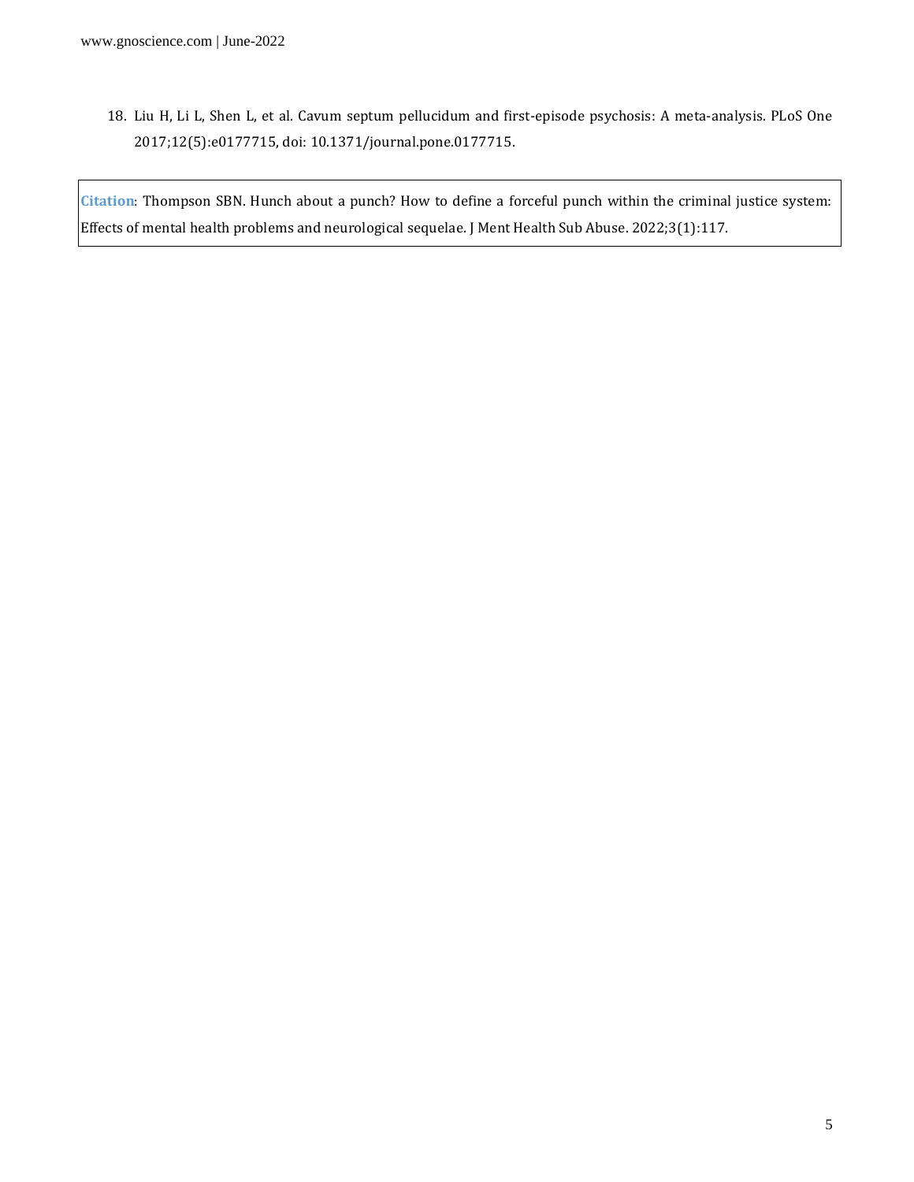18. Liu H, Li L, Shen L, et al. Cavum septum pellucidum and first-episode psychosis: A meta-analysis. PLoS One 2017;12(5):e0177715, doi: 10.1371/journal.pone.0177715.

**Citation**: Thompson SBN. Hunch about a punch? How to define a forceful punch within the criminal justice system: Effects of mental health problems and neurological sequelae. J Ment Health Sub Abuse. 2022;3(1):117.